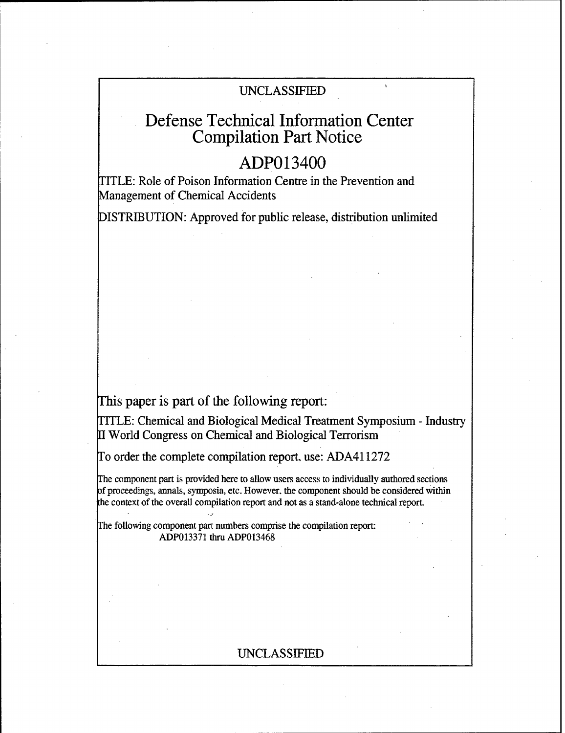UNCLASSIFIED

# Defense Technical Information Center Compilation Part Notice

## ADP013400

TITLE: Role of Poison Information Centre in the Prevention and Management of Chemical Accidents

DISTRIBUTION: Approved for public release, distribution unlimited

This paper is part of the following report:

TITLE: Chemical and Biological Medical Treatment Symposium - Industry II World Congress on Chemical and Biological Terrorism

To order the complete compilation report, use: ADA411272

The component part is provided here to allow users access to individually authored sections of proceedings, annals, symposia, etc. However, the component should be considered within the context of the overall compilation report and not as a stand-alone technical report.

The following component part numbers comprise the compilation report:
ADP013371 thru ADP013468

UNCLASSIFIED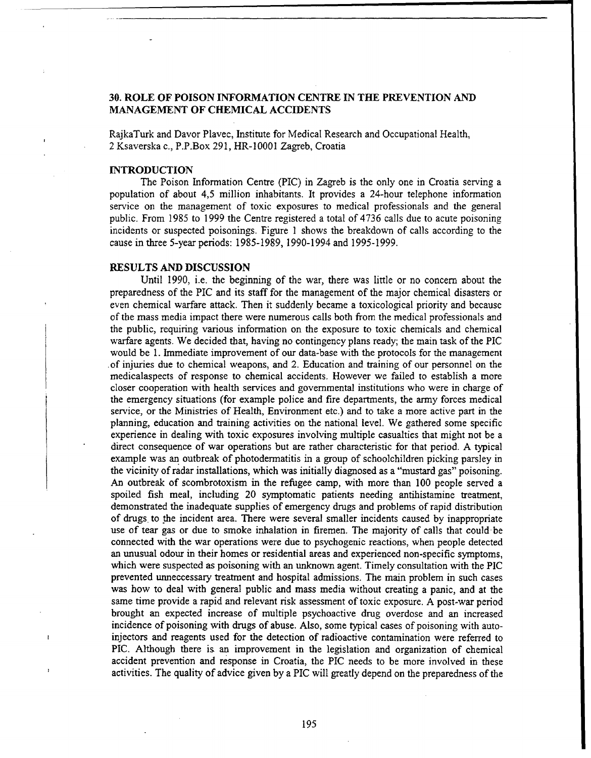## 30. ROLE OF POISON INFORMATION CENTRE IN THE PREVENTION AND MANAGEMENT OF CHEMICAL ACCIDENTS

RajkaTurk and Davor Plavec, Institute for Medical Research and Occupational Health, 2 Ksaverska c., P.P.Box 291, HR-10001 Zagreb, Croatia

### INTRODUCTION

The Poison Information Centre (PIC) in Zagreb is the only one in Croatia serving a population of about 4,5 million inhabitants. It provides a 24-hour telephone information service on the management of toxic exposures to medical professionals and the general public. From 1985 to 1999 the Centre registered a total of 4736 calls due to acute poisoning incidents or suspected poisonings. Figure 1 shows the breakdown of calls according to the cause in three 5-year periods: 1985-1989, 1990-1994 and 1995-1999.

### RESULTS AND DISCUSSION

Until 1990, i.e. the beginning of the war, there was little or no concern about the preparedness of the PIC and its staff for the management of the major chemical disasters or even chemical warfare attack. Then it suddenly became a toxicological priority and because of the mass media impact there were numerous calls both from the medical professionals and the public, requiring various information on the exposure to toxic chemicals and chemical warfare agents. We decided that, having no contingency plans ready; the main task of the PIC would be 1. Immediate improvement of our data-base with the protocols for the management of injuries due to chemical weapons, and 2. Education and training of our personnel on the medicalaspects of response to chemical accidents. However we failed to establish a more closer cooperation with health services and governmental institutions who were in charge of the emergency situations (for example police and fire departments, the army forces medical service, or the Ministries of Health, Environment etc.) and to take a more active part in the planning, education and training activities on the national level. We gathered some specific experience in dealing with toxic exposures involving multiple casualties that might not be a direct consequence of war operations but are rather characteristic for that period. A typical example was an outbreak of photodermatitis in a group of schoolchildren picking parsley in the vicinity of radar installations, which was initially diagnosed as a "mustard gas" poisoning. An outbreak of scombrotoxism in the refugee camp, with more than 100 people served a spoiled fish meal, including 20 symptomatic patients needing antihistamine treatment, demonstrated the inadequate supplies of emergency drugs and problems of rapid distribution of drugs to the incident area. There were several smaller incidents caused by inappropriate use of tear gas or due to smoke inhalation in firemen. The majority of calls that could be connected with the war operations were due to psychogenic reactions, when people detected an unusual odour in their homes or residential areas and experienced non-specific symptoms, which were suspected as poisoning with an unknown agent. Timely consultation with the PIC prevented unneccessary treatment and hospital admissions. The main problem in such cases was how to deal with general public and mass media without creating a panic, and at the same time provide a rapid and relevant risk assessment of toxic exposure. A post-war period brought an expected increase of multiple psychoactive drug overdose and an increased incidence of poisoning with drugs of abuse. Also, some typical cases of poisoning with auto-injectors and reagents used for the detection of radioactive contamination were referred to PIC. Although there is an improvement in the legislation and organization of chemical accident prevention and response in Croatia, the PIC needs to be more involved in these activities. The quality of advice given by a PIC will greatly depend on the preparedness of the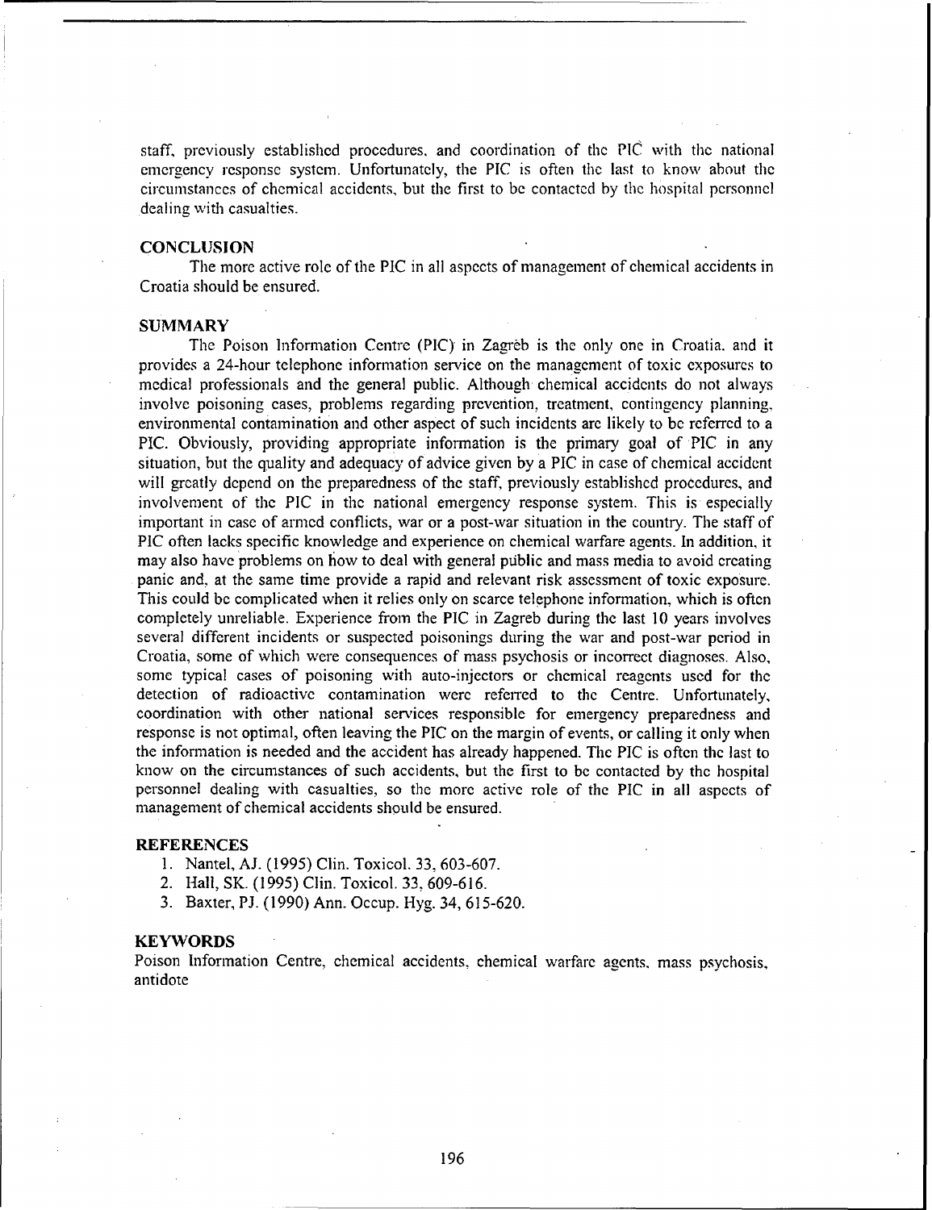staff, previously established procedures, and coordination of the PIC with the national emergency response system. Unfortunately, the PIC is often the last to know about the circumstances of chemical accidents, but the first to be contacted by the hospital personnel dealing with casualties.

## CONCLUSION

The more active role of the PIC in all aspects of management of chemical accidents in Croatia should be ensured.

## SUMMARY

The Poison Information Centre (PIC) in Zagreb is the only one in Croatia, and it provides a 24-hour telephone information service on the management of toxic exposures to medical professionals and the general public. Although chemical accidents do not always involve poisoning cases, problems regarding prevention, treatment, contingency planning, environmental contamination and other aspect of such incidents are likely to be referred to a PIC. Obviously, providing appropriate information is the primary goal of PIC in any situation, but the quality and adequacy of advice given by a PIC in case of chemical accident will greatly depend on the preparedness of the staff, previously established procedures, and involvement of the PIC in the national emergency response system. This is especially important in case of armed conflicts, war or a post-war situation in the country. The staff of PIC often lacks specific knowledge and experience on chemical warfare agents. In addition, it may also have problems on how to deal with general public and mass media to avoid creating panic and, at the same time provide a rapid and relevant risk assessment of toxic exposure. This could be complicated when it relies only on scarce telephone information, which is often completely unreliable. Experience from the PIC in Zagreb during the last 10 years involves several different incidents or suspected poisonings during the war and post-war period in Croatia, some of which were consequences of mass psychosis or incorrect diagnoses. Also, some typical cases of poisoning with auto-injectors or chemical reagents used for the detection of radioactive contamination were referred to the Centre. Unfortunately, coordination with other national services responsible for emergency preparedness and response is not optimal, often leaving the PIC on the margin of events, or calling it only when the information is needed and the accident has already happened. The PIC is often the last to know on the circumstances of such accidents, but the first to be contacted by the hospital personnel dealing with casualties, so the more active role of the PIC in all aspects of management of chemical accidents should be ensured.

## REFERENCES

1. Nantel, AJ. (1995) Clin. Toxicol. 33, 603-607.
2. Hall, SK. (1995) Clin. Toxicol. 33, 609-616.
3. Baxter, PJ. (1990) Ann. Occup. Hyg. 34, 615-620.

## KEYWORDS

Poison Information Centre, chemical accidents, chemical warfare agents, mass psychosis, antidote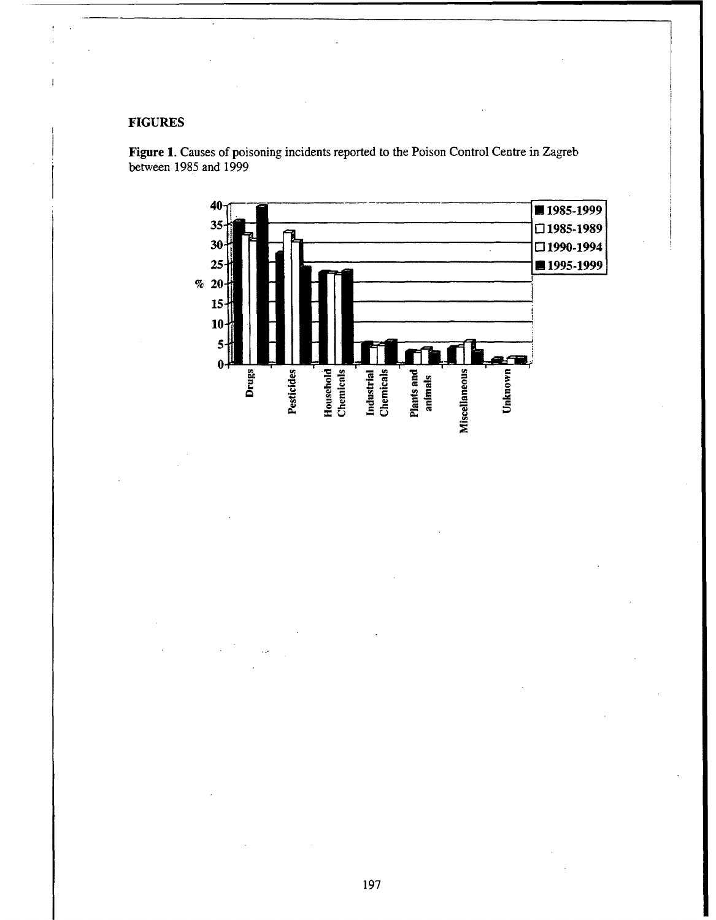## FIGURES

**Figure 1.** Causes of poisoning incidents reported to the Poison Control Centre in Zagreb between 1985 and 1999

%

40
35
30
25
20
15
10
5
0

Drugs
Pesticides
Household Chemicals
Industrial Chemicals
Plants and animals
Miscellaneous
Unknown

1985-1999
1985-1989
1990-1994
1995-1999